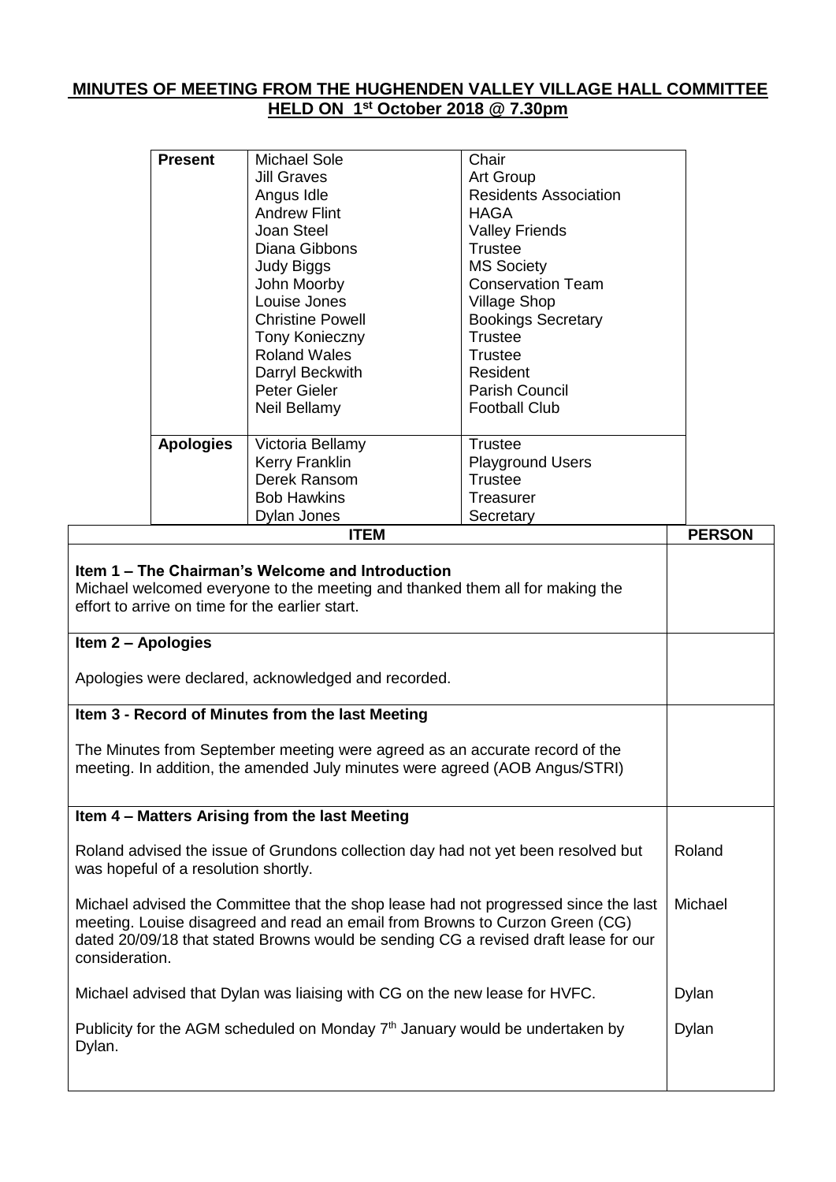# MINUTES OF MEETING FROM THE HUGHENDEN VALLEY VILLAGE HALL COMMITTEE HELD ON 1st October 2018 @ 7.30pm

| | | |
|---|---|---|
| **Present** | Michael Sole | Chair |
| | Jill Graves | Art Group |
| | Angus Idle | Residents Association |
| | Andrew Flint | HAGA |
| | Joan Steel | Valley Friends |
| | Diana Gibbons | Trustee |
| | Judy Biggs | MS Society |
| | John Moorby | Conservation Team |
| | Louise Jones | Village Shop |
| | Christine Powell | Bookings Secretary |
| | Tony Konieczny | Trustee |
| | Roland Wales | Trustee |
| | Darryl Beckwith | Resident |
| | Peter Gieler | Parish Council |
| | Neil Bellamy | Football Club |
| **Apologies** | Victoria Bellamy | Trustee |
| | Kerry Franklin | Playground Users |
| | Derek Ransom | Trustee |
| | Bob Hawkins | Treasurer |
| | Dylan Jones | Secretary |

| ITEM | PERSON |
|---|---|
| **Item 1 – The Chairman's Welcome and Introduction**<br>Michael welcomed everyone to the meeting and thanked them all for making the effort to arrive on time for the earlier start. | |
| **Item 2 – Apologies**<br>Apologies were declared, acknowledged and recorded. | |
| **Item 3 - Record of Minutes from the last Meeting**<br>The Minutes from September meeting were agreed as an accurate record of the meeting. In addition, the amended July minutes were agreed (AOB Angus/STRI) | |
| **Item 4 – Matters Arising from the last Meeting** | |
| Roland advised the issue of Grundons collection day had not yet been resolved but was hopeful of a resolution shortly. | Roland |
| Michael advised the Committee that the shop lease had not progressed since the last meeting. Louise disagreed and read an email from Browns to Curzon Green (CG) dated 20/09/18 that stated Browns would be sending CG a revised draft lease for our consideration. | Michael |
| Michael advised that Dylan was liaising with CG on the new lease for HVFC. | Dylan |
| Publicity for the AGM scheduled on Monday 7th January would be undertaken by Dylan. | Dylan |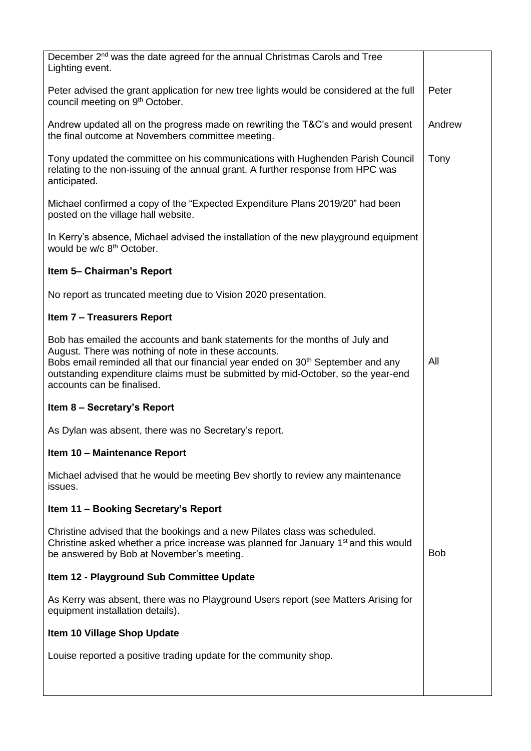| | |
|---|---|
| December 2nd was the date agreed for the annual Christmas Carols and Tree Lighting event. | |
| Peter advised the grant application for new tree lights would be considered at the full council meeting on 9th October. | Peter |
| Andrew updated all on the progress made on rewriting the T&C's and would present the final outcome at Novembers committee meeting. | Andrew |
| Tony updated the committee on his communications with Hughenden Parish Council relating to the non-issuing of the annual grant. A further response from HPC was anticipated. | Tony |
| Michael confirmed a copy of the "Expected Expenditure Plans 2019/20" had been posted on the village hall website. | |
| In Kerry's absence, Michael advised the installation of the new playground equipment would be w/c 8th October. | |
| **Item 5– Chairman's Report** | |
| No report as truncated meeting due to Vision 2020 presentation. | |
| **Item 7 – Treasurers Report** | |
| Bob has emailed the accounts and bank statements for the months of July and August. There was nothing of note in these accounts.<br>Bobs email reminded all that our financial year ended on 30th September and any outstanding expenditure claims must be submitted by mid-October, so the year-end accounts can be finalised. | All |
| **Item 8 – Secretary's Report** | |
| As Dylan was absent, there was no Secretary's report. | |
| **Item 10 – Maintenance Report** | |
| Michael advised that he would be meeting Bev shortly to review any maintenance issues. | |
| **Item 11 – Booking Secretary's Report** | |
| Christine advised that the bookings and a new Pilates class was scheduled.<br>Christine asked whether a price increase was planned for January 1st and this would be answered by Bob at November's meeting. | Bob |
| **Item 12 - Playground Sub Committee Update** | |
| As Kerry was absent, there was no Playground Users report (see Matters Arising for equipment installation details). | |
| **Item 10 Village Shop Update** | |
| Louise reported a positive trading update for the community shop. | |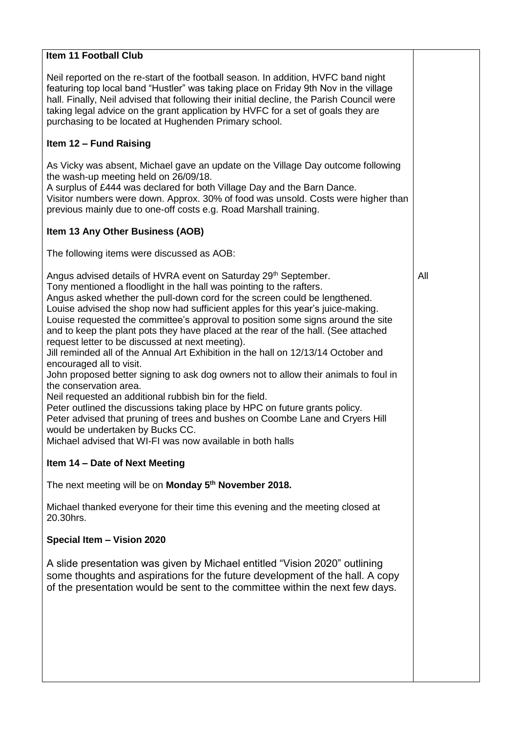| | |
|---|---|
| **Item 11 Football Club**<br><br>Neil reported on the re-start of the football season. In addition, HVFC band night featuring top local band "Hustler" was taking place on Friday 9th Nov in the village hall. Finally, Neil advised that following their initial decline, the Parish Council were taking legal advice on the grant application by HVFC for a set of goals they are purchasing to be located at Hughenden Primary school. | |
| **Item 12 – Fund Raising**<br><br>As Vicky was absent, Michael gave an update on the Village Day outcome following the wash-up meeting held on 26/09/18.<br>A surplus of £444 was declared for both Village Day and the Barn Dance.<br>Visitor numbers were down. Approx. 30% of food was unsold. Costs were higher than previous mainly due to one-off costs e.g. Road Marshall training. | |
| **Item 13 Any Other Business (AOB)**<br><br>The following items were discussed as AOB:<br><br>Angus advised details of HVRA event on Saturday 29th September.<br>Tony mentioned a floodlight in the hall was pointing to the rafters.<br>Angus asked whether the pull-down cord for the screen could be lengthened.<br>Louise advised the shop now had sufficient apples for this year's juice-making.<br>Louise requested the committee's approval to position some signs around the site and to keep the plant pots they have placed at the rear of the hall. (See attached request letter to be discussed at next meeting).<br>Jill reminded all of the Annual Art Exhibition in the hall on 12/13/14 October and encouraged all to visit.<br>John proposed better signing to ask dog owners not to allow their animals to foul in the conservation area.<br>Neil requested an additional rubbish bin for the field.<br>Peter outlined the discussions taking place by HPC on future grants policy.<br>Peter advised that pruning of trees and bushes on Coombe Lane and Cryers Hill would be undertaken by Bucks CC.<br>Michael advised that WI-FI was now available in both halls | All |
| **Item 14 – Date of Next Meeting**<br><br>The next meeting will be on **Monday 5th November 2018.**<br><br>Michael thanked everyone for their time this evening and the meeting closed at 20.30hrs. | |
| **Special Item – Vision 2020**<br><br>A slide presentation was given by Michael entitled "Vision 2020" outlining some thoughts and aspirations for the future development of the hall. A copy of the presentation would be sent to the committee within the next few days. | |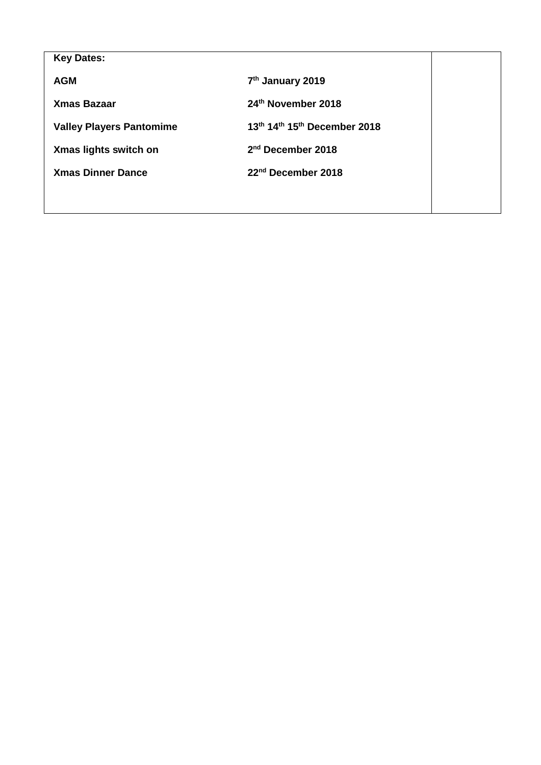| | | |
|---|---|---|
| **Key Dates:** | | |
| **AGM** | **7th January 2019** | |
| **Xmas Bazaar** | **24th November 2018** | |
| **Valley Players Pantomime** | **13th 14th 15th December 2018** | |
| **Xmas lights switch on** | **2nd December 2018** | |
| **Xmas Dinner Dance** | **22nd December 2018** | |